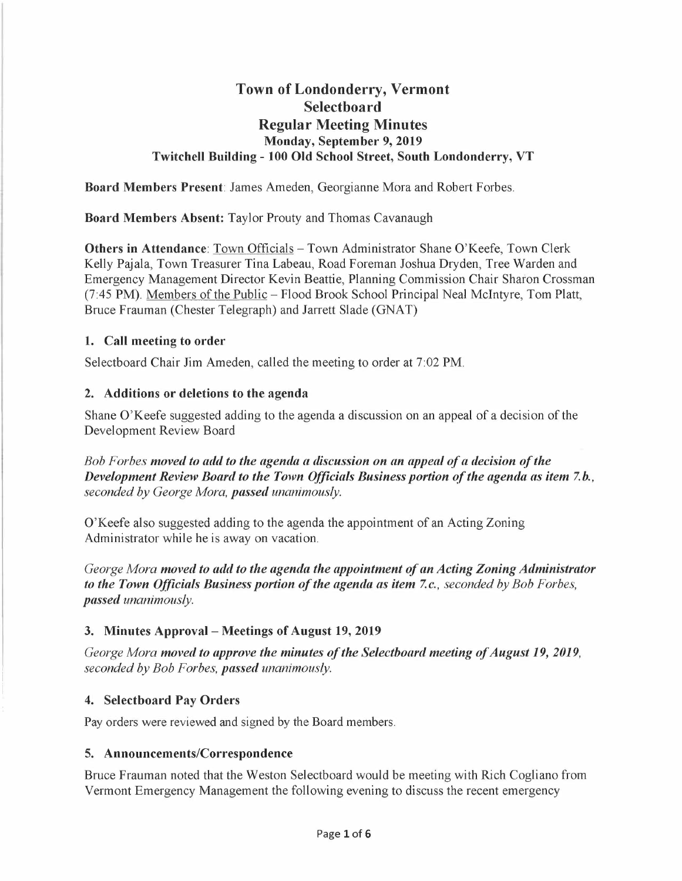# Town of Londonderry, Vermont
# Selectboard
# Regular Meeting Minutes
### Monday, September 9, 2019
### Twitchell Building - 100 Old School Street, South Londonderry, VT

**Board Members Present**: James Ameden, Georgianne Mora and Robert Forbes.

**Board Members Absent:** Taylor Prouty and Thomas Cavanaugh

**Others in Attendance**: Town Officials – Town Administrator Shane O'Keefe, Town Clerk Kelly Pajala, Town Treasurer Tina Labeau, Road Foreman Joshua Dryden, Tree Warden and Emergency Management Director Kevin Beattie, Planning Commission Chair Sharon Crossman (7:45 PM). Members of the Public – Flood Brook School Principal Neal McIntyre, Tom Platt, Bruce Frauman (Chester Telegraph) and Jarrett Slade (GNAT)

## 1. Call meeting to order

Selectboard Chair Jim Ameden, called the meeting to order at 7:02 PM.

## 2. Additions or deletions to the agenda

Shane O'Keefe suggested adding to the agenda a discussion on an appeal of a decision of the Development Review Board

*Bob Forbes **moved to add to the agenda a discussion on an appeal of a decision of the Development Review Board to the Town Officials Business portion of the agenda as item 7.b.**, seconded by George Mora, **passed** unanimously.*

O'Keefe also suggested adding to the agenda the appointment of an Acting Zoning Administrator while he is away on vacation.

*George Mora **moved to add to the agenda the appointment of an Acting Zoning Administrator to the Town Officials Business portion of the agenda as item 7.c.**, seconded by Bob Forbes, **passed** unanimously.*

## 3. Minutes Approval – Meetings of August 19, 2019

*George Mora **moved to approve the minutes of the Selectboard meeting of August 19, 2019**, seconded by Bob Forbes, **passed** unanimously.*

## 4. Selectboard Pay Orders

Pay orders were reviewed and signed by the Board members.

## 5. Announcements/Correspondence

Bruce Frauman noted that the Weston Selectboard would be meeting with Rich Cogliano from Vermont Emergency Management the following evening to discuss the recent emergency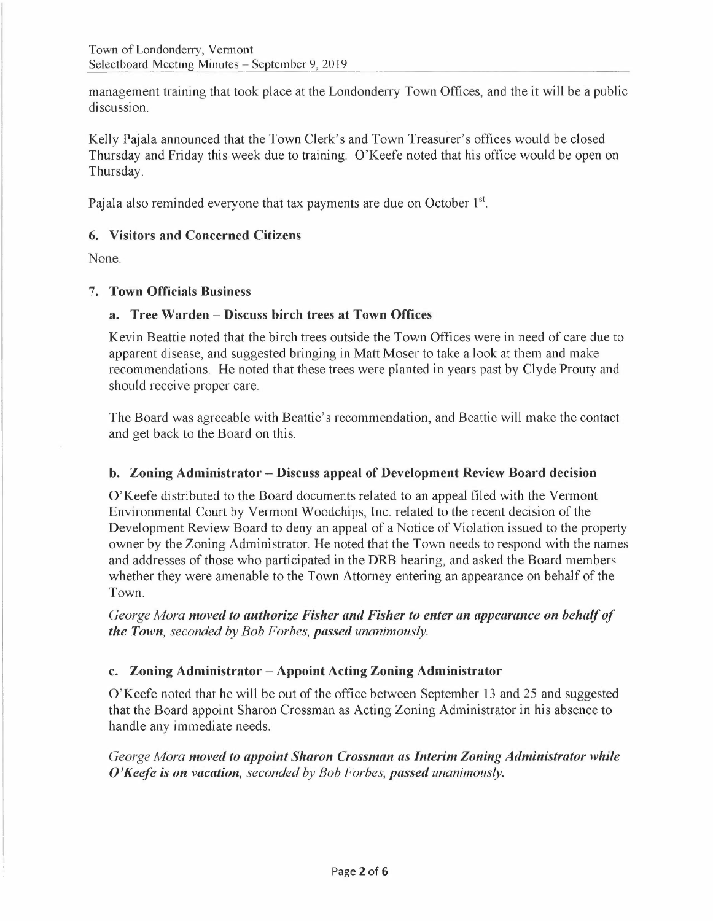management training that took place at the Londonderry Town Offices, and the it will be a public discussion.

Kelly Pajala announced that the Town Clerk's and Town Treasurer's offices would be closed Thursday and Friday this week due to training. O'Keefe noted that his office would be open on Thursday.

Pajala also reminded everyone that tax payments are due on October 1st.

## 6. Visitors and Concerned Citizens

None.

## 7. Town Officials Business

### a. Tree Warden – Discuss birch trees at Town Offices

Kevin Beattie noted that the birch trees outside the Town Offices were in need of care due to apparent disease, and suggested bringing in Matt Moser to take a look at them and make recommendations. He noted that these trees were planted in years past by Clyde Prouty and should receive proper care.

The Board was agreeable with Beattie's recommendation, and Beattie will make the contact and get back to the Board on this.

### b. Zoning Administrator – Discuss appeal of Development Review Board decision

O'Keefe distributed to the Board documents related to an appeal filed with the Vermont Environmental Court by Vermont Woodchips, Inc. related to the recent decision of the Development Review Board to deny an appeal of a Notice of Violation issued to the property owner by the Zoning Administrator. He noted that the Town needs to respond with the names and addresses of those who participated in the DRB hearing, and asked the Board members whether they were amenable to the Town Attorney entering an appearance on behalf of the Town.

*George Mora* ***moved to authorize Fisher and Fisher to enter an appearance on behalf of the Town****, seconded by Bob Forbes,* ***passed*** *unanimously.*

### c. Zoning Administrator – Appoint Acting Zoning Administrator

O'Keefe noted that he will be out of the office between September 13 and 25 and suggested that the Board appoint Sharon Crossman as Acting Zoning Administrator in his absence to handle any immediate needs.

*George Mora* ***moved to appoint Sharon Crossman as Interim Zoning Administrator while O'Keefe is on vacation****, seconded by Bob Forbes,* ***passed*** *unanimously.*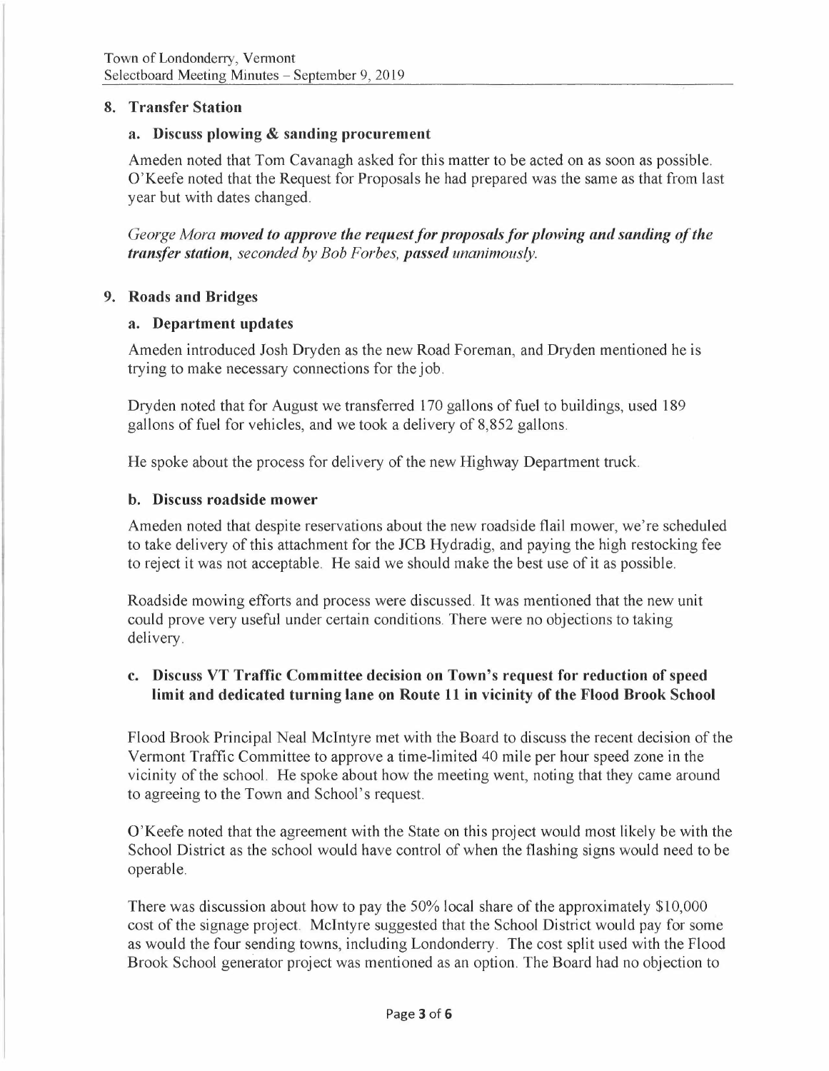## 8. Transfer Station

### a. Discuss plowing & sanding procurement

Ameden noted that Tom Cavanagh asked for this matter to be acted on as soon as possible. O'Keefe noted that the Request for Proposals he had prepared was the same as that from last year but with dates changed.

*George Mora **moved to approve the request for proposals for plowing and sanding of the transfer station**, seconded by Bob Forbes, **passed** unanimously.*

## 9. Roads and Bridges

### a. Department updates

Ameden introduced Josh Dryden as the new Road Foreman, and Dryden mentioned he is trying to make necessary connections for the job.

Dryden noted that for August we transferred 170 gallons of fuel to buildings, used 189 gallons of fuel for vehicles, and we took a delivery of 8,852 gallons.

He spoke about the process for delivery of the new Highway Department truck.

### b. Discuss roadside mower

Ameden noted that despite reservations about the new roadside flail mower, we're scheduled to take delivery of this attachment for the JCB Hydradig, and paying the high restocking fee to reject it was not acceptable. He said we should make the best use of it as possible.

Roadside mowing efforts and process were discussed. It was mentioned that the new unit could prove very useful under certain conditions. There were no objections to taking delivery.

### c. Discuss VT Traffic Committee decision on Town's request for reduction of speed limit and dedicated turning lane on Route 11 in vicinity of the Flood Brook School

Flood Brook Principal Neal McIntyre met with the Board to discuss the recent decision of the Vermont Traffic Committee to approve a time-limited 40 mile per hour speed zone in the vicinity of the school. He spoke about how the meeting went, noting that they came around to agreeing to the Town and School's request.

O'Keefe noted that the agreement with the State on this project would most likely be with the School District as the school would have control of when the flashing signs would need to be operable.

There was discussion about how to pay the 50% local share of the approximately $10,000 cost of the signage project. McIntyre suggested that the School District would pay for some as would the four sending towns, including Londonderry. The cost split used with the Flood Brook School generator project was mentioned as an option. The Board had no objection to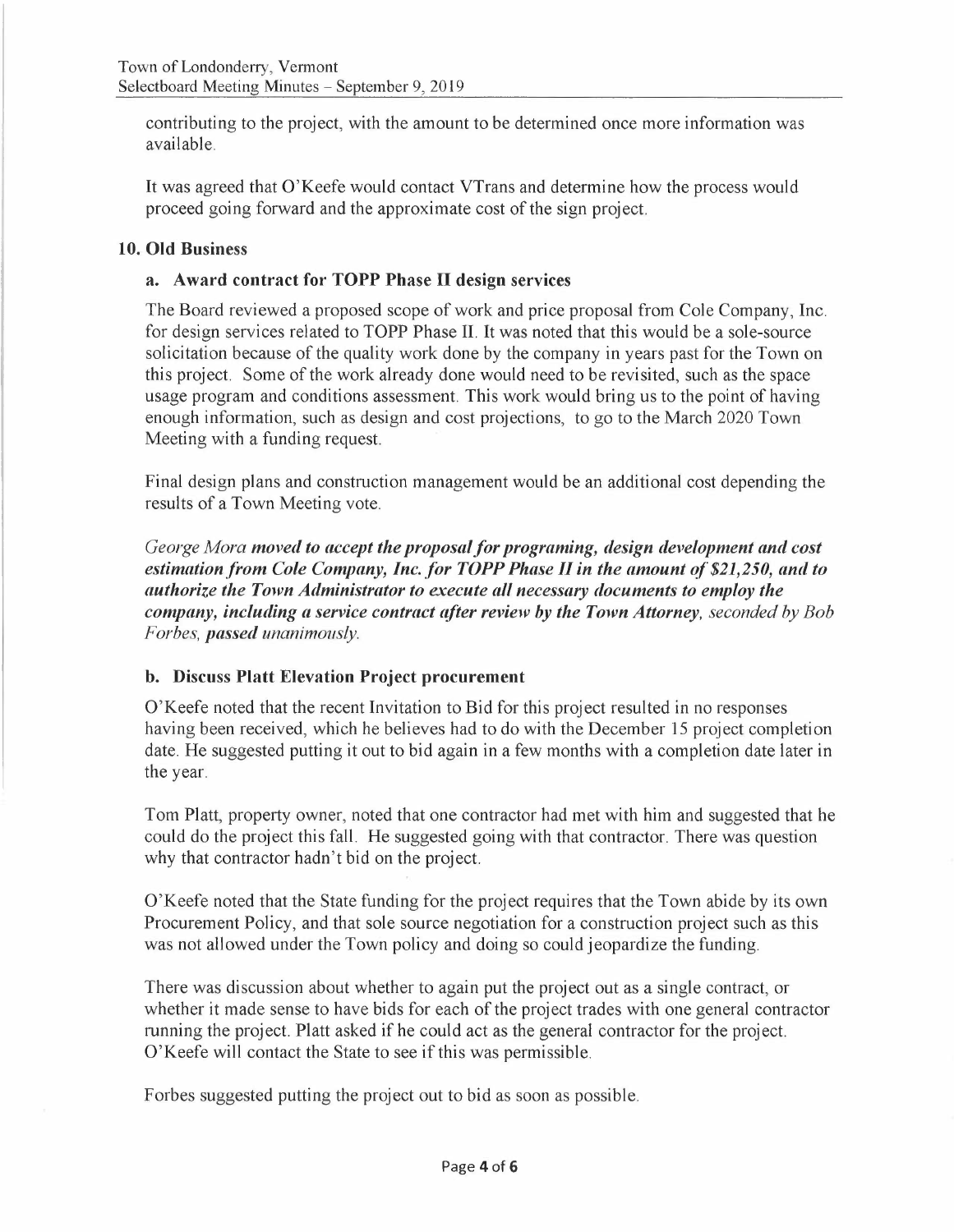contributing to the project, with the amount to be determined once more information was available.

It was agreed that O'Keefe would contact VTrans and determine how the process would proceed going forward and the approximate cost of the sign project.

## 10. Old Business

### a. Award contract for TOPP Phase II design services

The Board reviewed a proposed scope of work and price proposal from Cole Company, Inc. for design services related to TOPP Phase II. It was noted that this would be a sole-source solicitation because of the quality work done by the company in years past for the Town on this project. Some of the work already done would need to be revisited, such as the space usage program and conditions assessment. This work would bring us to the point of having enough information, such as design and cost projections, to go to the March 2020 Town Meeting with a funding request.

Final design plans and construction management would be an additional cost depending the results of a Town Meeting vote.

*George Mora* ***moved to accept the proposal for programing, design development and cost estimation from Cole Company, Inc. for TOPP Phase II in the amount of $21,250, and to authorize the Town Administrator to execute all necessary documents to employ the company, including a service contract after review by the Town Attorney,*** *seconded by Bob Forbes,* ***passed*** *unanimously.*

### b. Discuss Platt Elevation Project procurement

O'Keefe noted that the recent Invitation to Bid for this project resulted in no responses having been received, which he believes had to do with the December 15 project completion date. He suggested putting it out to bid again in a few months with a completion date later in the year.

Tom Platt, property owner, noted that one contractor had met with him and suggested that he could do the project this fall. He suggested going with that contractor. There was question why that contractor hadn't bid on the project.

O'Keefe noted that the State funding for the project requires that the Town abide by its own Procurement Policy, and that sole source negotiation for a construction project such as this was not allowed under the Town policy and doing so could jeopardize the funding.

There was discussion about whether to again put the project out as a single contract, or whether it made sense to have bids for each of the project trades with one general contractor running the project. Platt asked if he could act as the general contractor for the project. O'Keefe will contact the State to see if this was permissible.

Forbes suggested putting the project out to bid as soon as possible.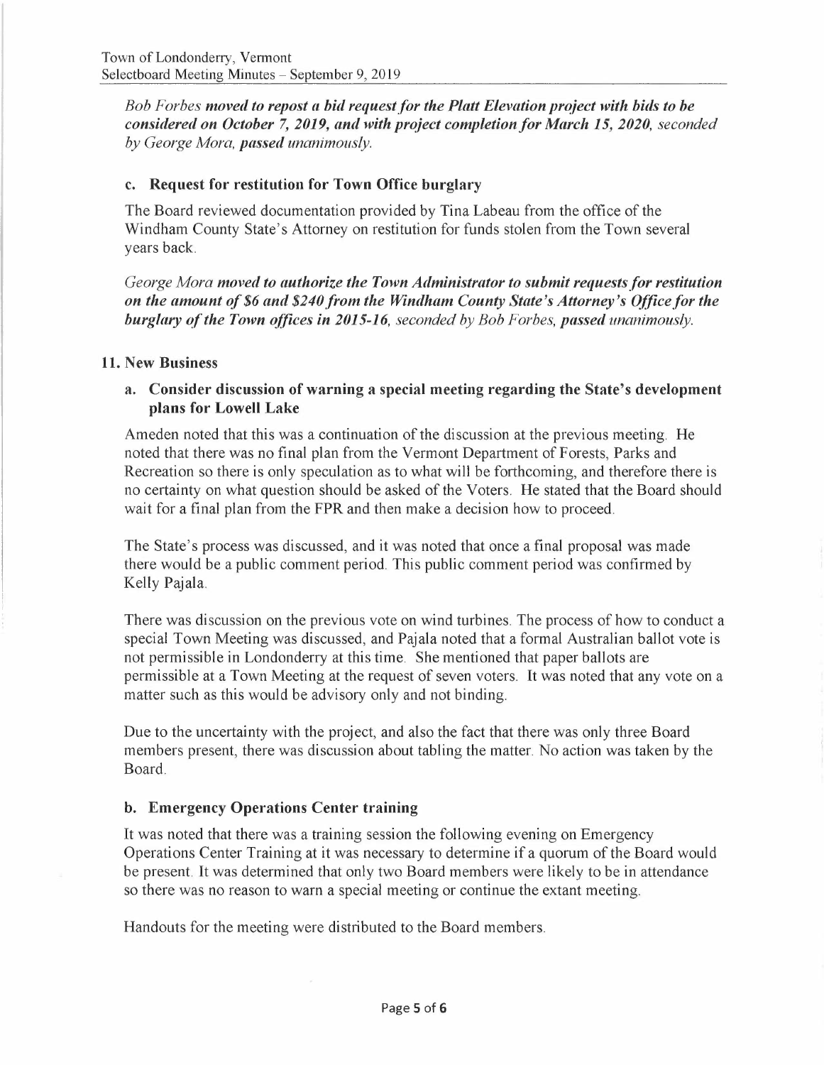*Bob Forbes* ***moved to repost a bid request for the Platt Elevation project with bids to be considered on October 7, 2019, and with project completion for March 15, 2020,*** *seconded by George Mora,* ***passed*** *unanimously.*

### c. Request for restitution for Town Office burglary

The Board reviewed documentation provided by Tina Labeau from the office of the Windham County State's Attorney on restitution for funds stolen from the Town several years back.

*George Mora* ***moved to authorize the Town Administrator to submit requests for restitution on the amount of $6 and $240 from the Windham County State's Attorney's Office for the burglary of the Town offices in 2015-16,*** *seconded by Bob Forbes,* ***passed*** *unanimously.*

## 11. New Business

### a. Consider discussion of warning a special meeting regarding the State's development plans for Lowell Lake

Ameden noted that this was a continuation of the discussion at the previous meeting. He noted that there was no final plan from the Vermont Department of Forests, Parks and Recreation so there is only speculation as to what will be forthcoming, and therefore there is no certainty on what question should be asked of the Voters. He stated that the Board should wait for a final plan from the FPR and then make a decision how to proceed.

The State's process was discussed, and it was noted that once a final proposal was made there would be a public comment period. This public comment period was confirmed by Kelly Pajala.

There was discussion on the previous vote on wind turbines. The process of how to conduct a special Town Meeting was discussed, and Pajala noted that a formal Australian ballot vote is not permissible in Londonderry at this time. She mentioned that paper ballots are permissible at a Town Meeting at the request of seven voters. It was noted that any vote on a matter such as this would be advisory only and not binding.

Due to the uncertainty with the project, and also the fact that there was only three Board members present, there was discussion about tabling the matter. No action was taken by the Board.

### b. Emergency Operations Center training

It was noted that there was a training session the following evening on Emergency Operations Center Training at it was necessary to determine if a quorum of the Board would be present. It was determined that only two Board members were likely to be in attendance so there was no reason to warn a special meeting or continue the extant meeting.

Handouts for the meeting were distributed to the Board members.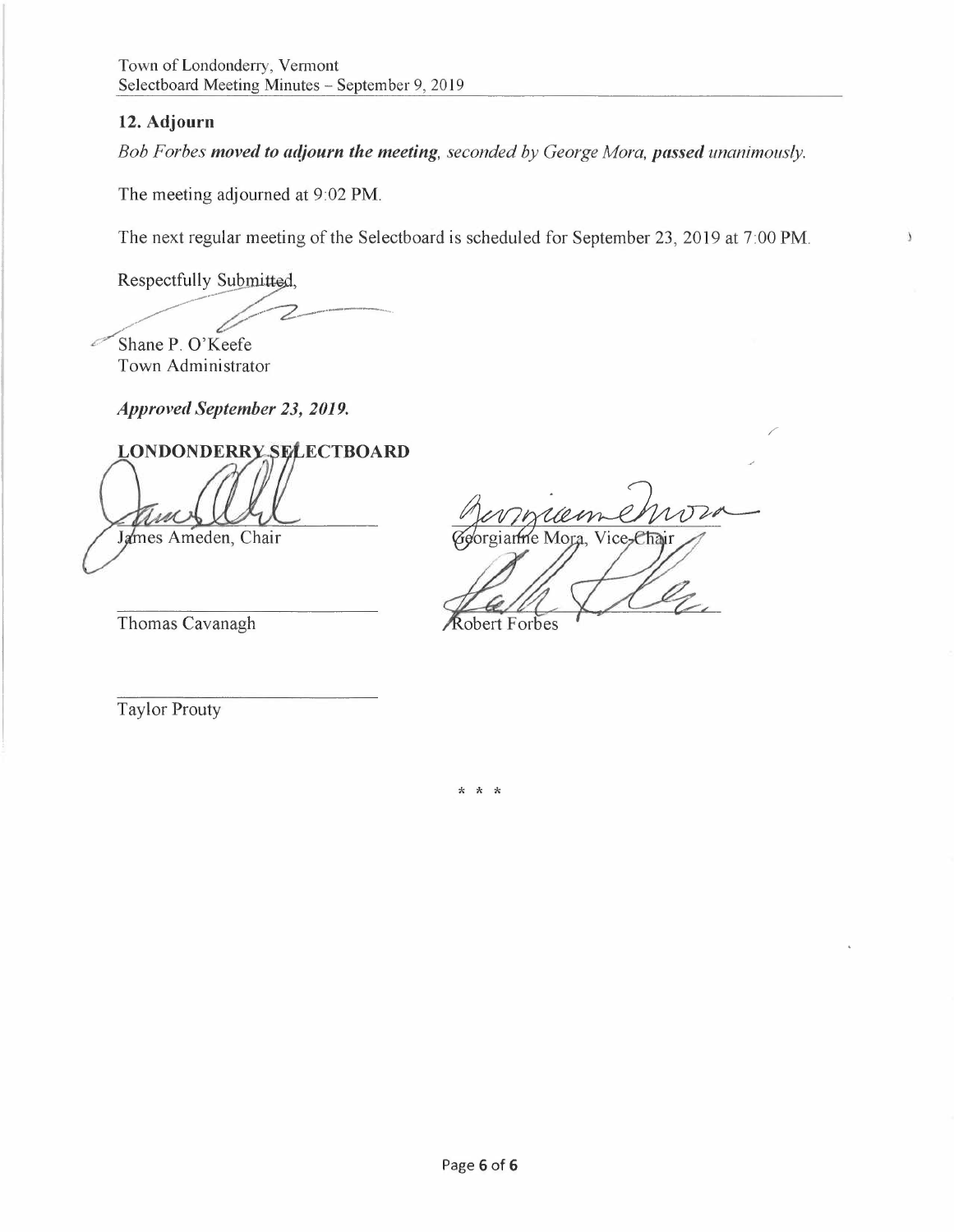## 12. Adjourn

*Bob Forbes **moved to adjourn the meeting**, seconded by George Mora, **passed** unanimously.*

The meeting adjourned at 9:02 PM.

The next regular meeting of the Selectboard is scheduled for September 23, 2019 at 7:00 PM.

Respectfully Submitted,

Shane P. O'Keefe
Town Administrator

***Approved September 23, 2019.***

**LONDONDERRY SELECTBOARD**

James Ameden, Chair

Georgianne Mora, Vice-Chair

Thomas Cavanagh

Robert Forbes

Taylor Prouty

\* \* \*